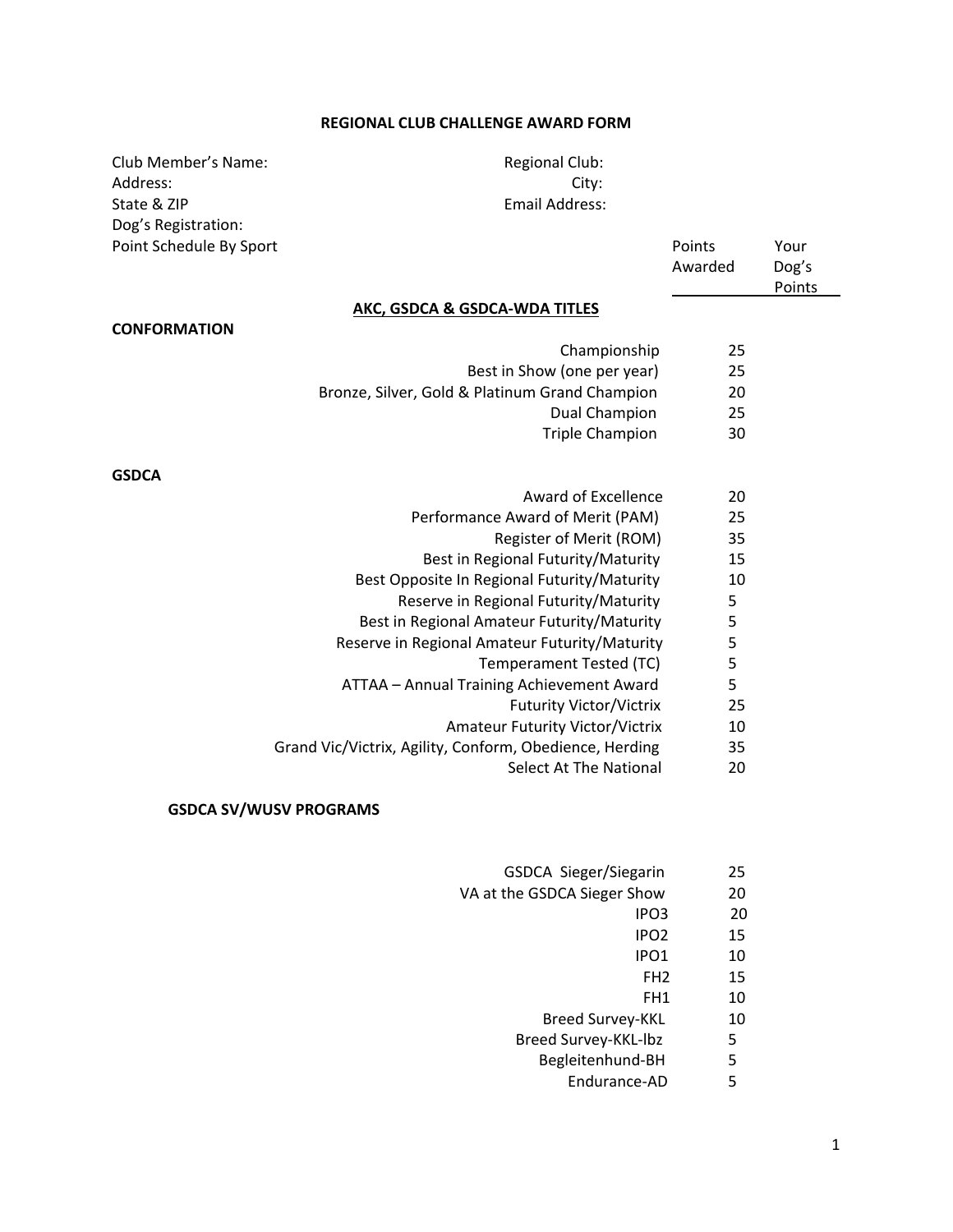# REGIONAL CLUB CHALLENGE AWARD FORM

Club Member's Name:
Address:
State & ZIP
Dog's Registration:

Regional Club:
City:
Email Address:

Point Schedule By Sport

| | Points Awarded | Your Dog's Points |
|---|---|---|
| **AKC, GSDCA & GSDCA-WDA TITLES** | | |
| **CONFORMATION** | | |
| Championship | 25 | |
| Best in Show (one per year) | 25 | |
| Bronze, Silver, Gold & Platinum Grand Champion | 20 | |
| Dual Champion | 25 | |
| Triple Champion | 30 | |
| **GSDCA** | | |
| Award of Excellence | 20 | |
| Performance Award of Merit (PAM) | 25 | |
| Register of Merit (ROM) | 35 | |
| Best in Regional Futurity/Maturity | 15 | |
| Best Opposite In Regional Futurity/Maturity | 10 | |
| Reserve in Regional Futurity/Maturity | 5 | |
| Best in Regional Amateur Futurity/Maturity | 5 | |
| Reserve in Regional Amateur Futurity/Maturity | 5 | |
| Temperament Tested (TC) | 5 | |
| ATTAA – Annual Training Achievement Award | 5 | |
| Futurity Victor/Victrix | 25 | |
| Amateur Futurity Victor/Victrix | 10 | |
| Grand Vic/Victrix, Agility, Conform, Obedience, Herding | 35 | |
| Select At The National | 20 | |
| **GSDCA SV/WUSV PROGRAMS** | | |
| GSDCA Sieger/Siegarin | 25 | |
| VA at the GSDCA Sieger Show | 20 | |
| IPO3 | 20 | |
| IPO2 | 15 | |
| IPO1 | 10 | |
| FH2 | 15 | |
| FH1 | 10 | |
| Breed Survey-KKL | 10 | |
| Breed Survey-KKL-lbz | 5 | |
| Begleitenhund-BH | 5 | |
| Endurance-AD | 5 | |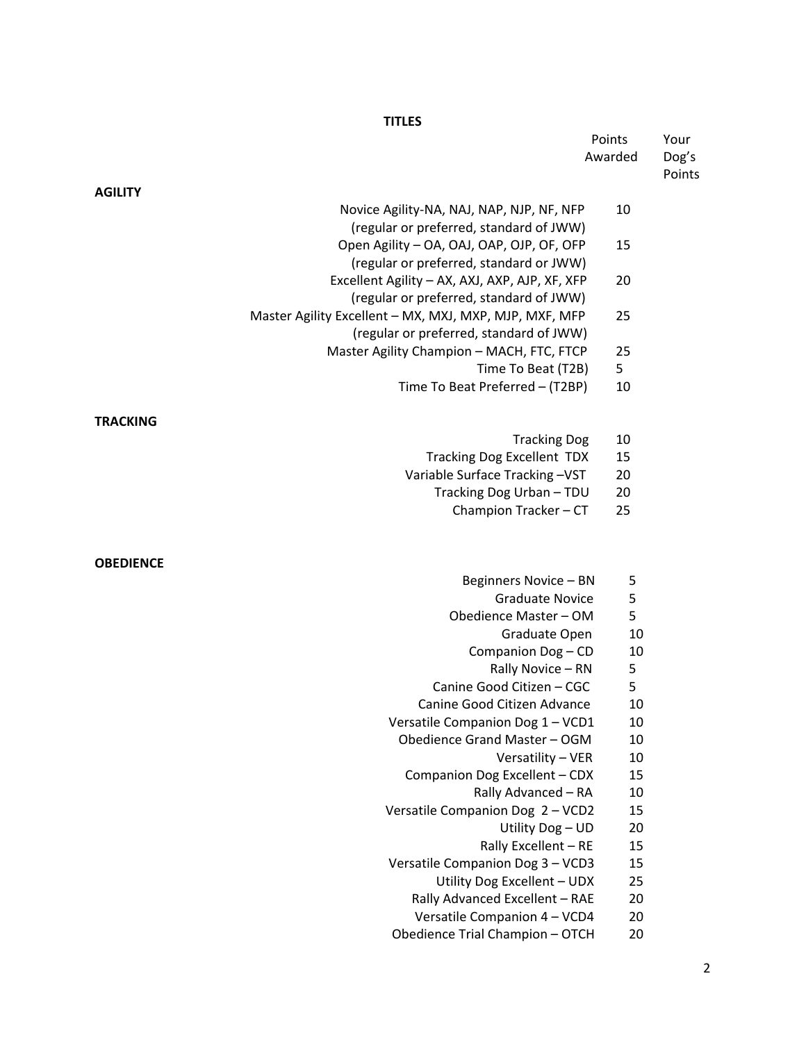**TITLES**

| | Points Awarded | Your Dog's Points |
|---|---|---|
| **AGILITY** | | |
| Novice Agility-NA, NAJ, NAP, NJP, NF, NFP (regular or preferred, standard of JWW) | 10 | |
| Open Agility – OA, OAJ, OAP, OJP, OF, OFP (regular or preferred, standard or JWW) | 15 | |
| Excellent Agility – AX, AXJ, AXP, AJP, XF, XFP (regular or preferred, standard of JWW) | 20 | |
| Master Agility Excellent – MX, MXJ, MXP, MJP, MXF, MFP (regular or preferred, standard of JWW) | 25 | |
| Master Agility Champion – MACH, FTC, FTCP | 25 | |
| Time To Beat (T2B) | 5 | |
| Time To Beat Preferred – (T2BP) | 10 | |
| **TRACKING** | | |
| Tracking Dog | 10 | |
| Tracking Dog Excellent TDX | 15 | |
| Variable Surface Tracking –VST | 20 | |
| Tracking Dog Urban – TDU | 20 | |
| Champion Tracker – CT | 25 | |
| **OBEDIENCE** | | |
| Beginners Novice – BN | 5 | |
| Graduate Novice | 5 | |
| Obedience Master – OM | 5 | |
| Graduate Open | 10 | |
| Companion Dog – CD | 10 | |
| Rally Novice – RN | 5 | |
| Canine Good Citizen – CGC | 5 | |
| Canine Good Citizen Advance | 10 | |
| Versatile Companion Dog 1 – VCD1 | 10 | |
| Obedience Grand Master – OGM | 10 | |
| Versatility – VER | 10 | |
| Companion Dog Excellent – CDX | 15 | |
| Rally Advanced – RA | 10 | |
| Versatile Companion Dog 2 – VCD2 | 15 | |
| Utility Dog – UD | 20 | |
| Rally Excellent – RE | 15 | |
| Versatile Companion Dog 3 – VCD3 | 15 | |
| Utility Dog Excellent – UDX | 25 | |
| Rally Advanced Excellent – RAE | 20 | |
| Versatile Companion 4 – VCD4 | 20 | |
| Obedience Trial Champion – OTCH | 20 | |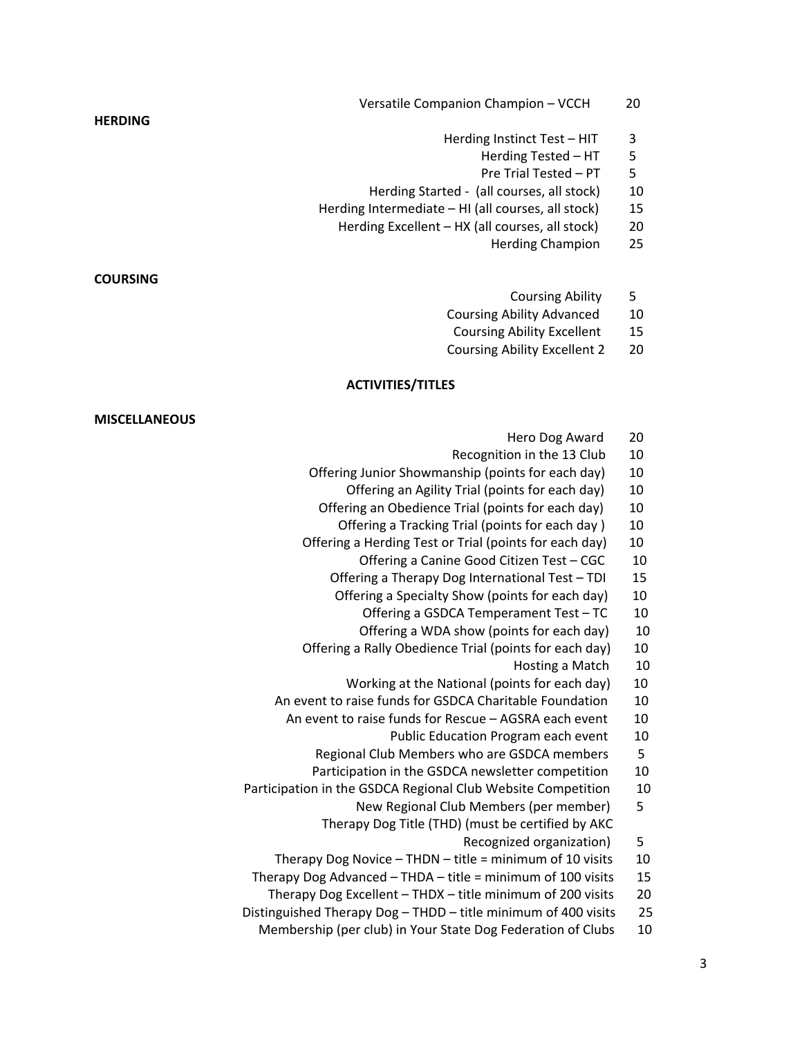| | |
|---|---|
| Versatile Companion Champion – VCCH | 20 |

**HERDING**

| | |
|---|---|
| Herding Instinct Test – HIT | 3 |
| Herding Tested – HT | 5 |
| Pre Trial Tested – PT | 5 |
| Herding Started - (all courses, all stock) | 10 |
| Herding Intermediate – HI (all courses, all stock) | 15 |
| Herding Excellent – HX (all courses, all stock) | 20 |
| Herding Champion | 25 |

**COURSING**

| | |
|---|---|
| Coursing Ability | 5 |
| Coursing Ability Advanced | 10 |
| Coursing Ability Excellent | 15 |
| Coursing Ability Excellent 2 | 20 |

**ACTIVITIES/TITLES**

**MISCELLANEOUS**

| | |
|---|---|
| Hero Dog Award | 20 |
| Recognition in the 13 Club | 10 |
| Offering Junior Showmanship (points for each day) | 10 |
| Offering an Agility Trial (points for each day) | 10 |
| Offering an Obedience Trial (points for each day) | 10 |
| Offering a Tracking Trial (points for each day ) | 10 |
| Offering a Herding Test or Trial (points for each day) | 10 |
| Offering a Canine Good Citizen Test – CGC | 10 |
| Offering a Therapy Dog International Test – TDI | 15 |
| Offering a Specialty Show (points for each day) | 10 |
| Offering a GSDCA Temperament Test – TC | 10 |
| Offering a WDA show (points for each day) | 10 |
| Offering a Rally Obedience Trial (points for each day) | 10 |
| Hosting a Match | 10 |
| Working at the National (points for each day) | 10 |
| An event to raise funds for GSDCA Charitable Foundation | 10 |
| An event to raise funds for Rescue – AGSRA each event | 10 |
| Public Education Program each event | 10 |
| Regional Club Members who are GSDCA members | 5 |
| Participation in the GSDCA newsletter competition | 10 |
| Participation in the GSDCA Regional Club Website Competition | 10 |
| New Regional Club Members (per member) | 5 |
| Therapy Dog Title (THD) (must be certified by AKC Recognized organization) | 5 |
| Therapy Dog Novice – THDN – title = minimum of 10 visits | 10 |
| Therapy Dog Advanced – THDA – title = minimum of 100 visits | 15 |
| Therapy Dog Excellent – THDX – title minimum of 200 visits | 20 |
| Distinguished Therapy Dog – THDD – title minimum of 400 visits | 25 |
| Membership (per club) in Your State Dog Federation of Clubs | 10 |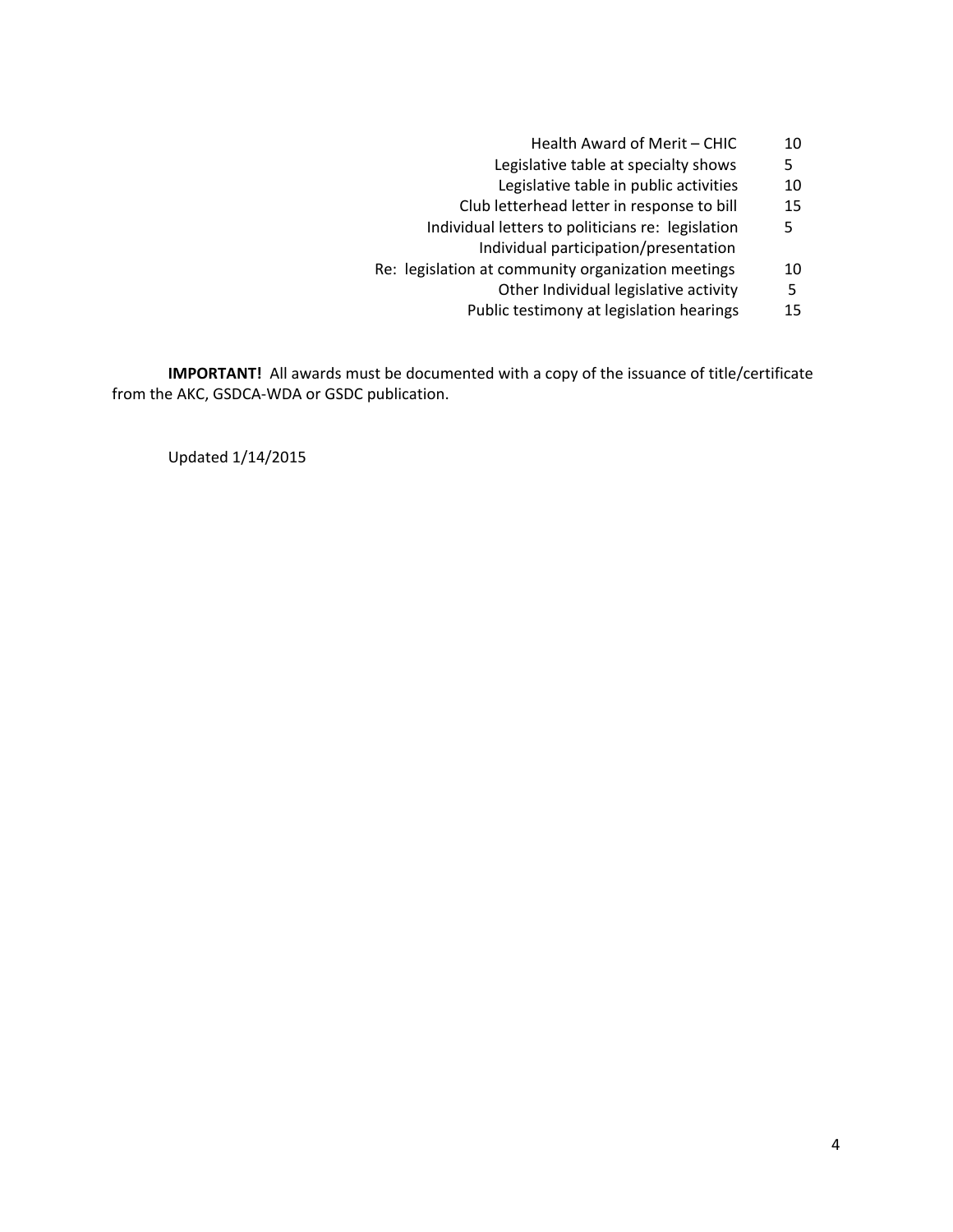| | |
|---|---|
| Health Award of Merit – CHIC | 10 |
| Legislative table at specialty shows | 5 |
| Legislative table in public activities | 10 |
| Club letterhead letter in response to bill | 15 |
| Individual letters to politicians re: legislation | 5 |
| Individual participation/presentation Re: legislation at community organization meetings | 10 |
| Other Individual legislative activity | 5 |
| Public testimony at legislation hearings | 15 |

**IMPORTANT!** All awards must be documented with a copy of the issuance of title/certificate from the AKC, GSDCA-WDA or GSDC publication.

Updated 1/14/2015